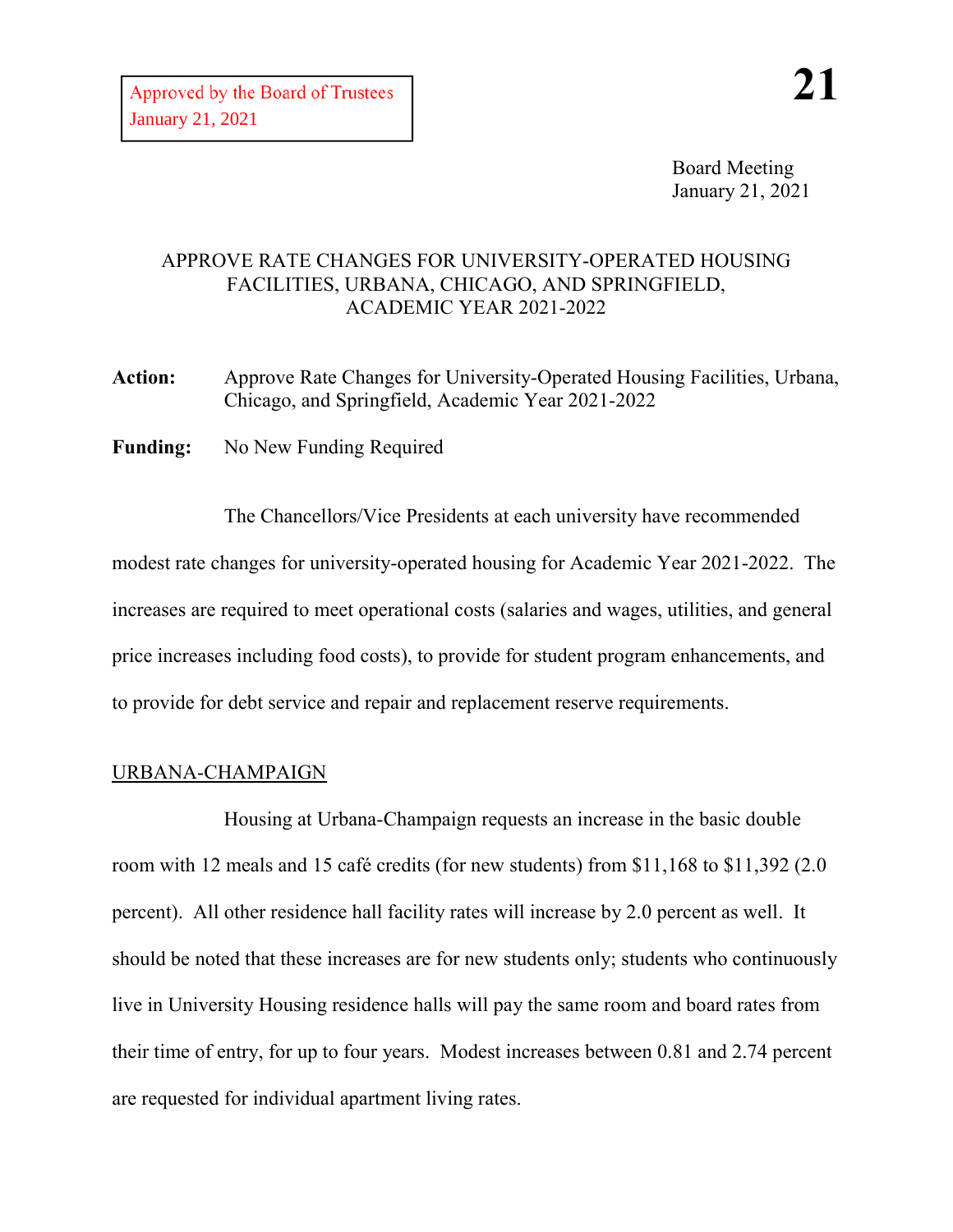Approved by the Board of Trustees
January 21, 2021

**21**

Board Meeting
January 21, 2021

# APPROVE RATE CHANGES FOR UNIVERSITY-OPERATED HOUSING FACILITIES, URBANA, CHICAGO, AND SPRINGFIELD, ACADEMIC YEAR 2021-2022

**Action:** Approve Rate Changes for University-Operated Housing Facilities, Urbana, Chicago, and Springfield, Academic Year 2021-2022

**Funding:** No New Funding Required

The Chancellors/Vice Presidents at each university have recommended modest rate changes for university-operated housing for Academic Year 2021-2022. The increases are required to meet operational costs (salaries and wages, utilities, and general price increases including food costs), to provide for student program enhancements, and to provide for debt service and repair and replacement reserve requirements.

## URBANA-CHAMPAIGN

Housing at Urbana-Champaign requests an increase in the basic double room with 12 meals and 15 café credits (for new students) from $11,168 to $11,392 (2.0 percent). All other residence hall facility rates will increase by 2.0 percent as well. It should be noted that these increases are for new students only; students who continuously live in University Housing residence halls will pay the same room and board rates from their time of entry, for up to four years. Modest increases between 0.81 and 2.74 percent are requested for individual apartment living rates.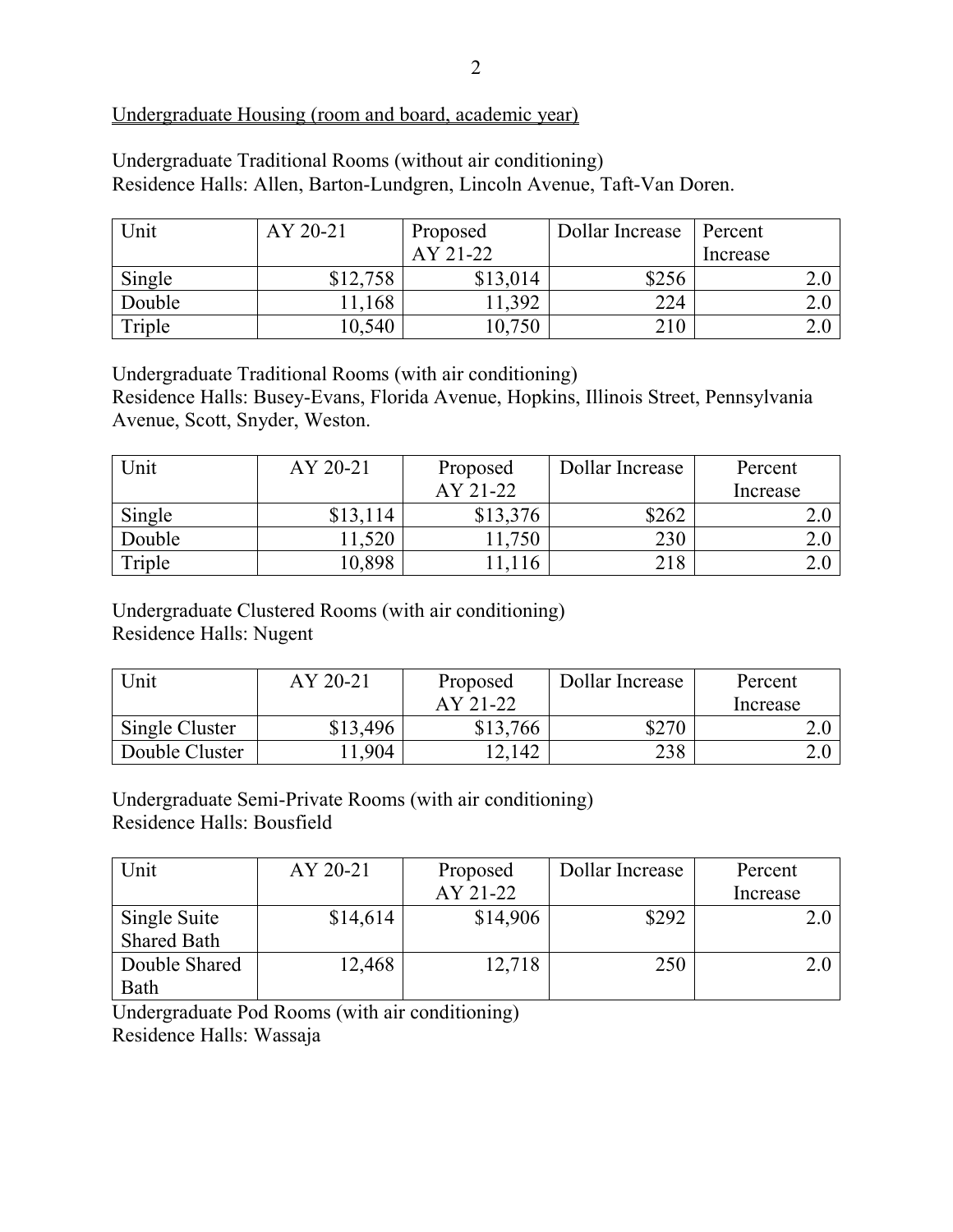<u>Undergraduate Housing (room and board, academic year)</u>

Undergraduate Traditional Rooms (without air conditioning)
Residence Halls: Allen, Barton-Lundgren, Lincoln Avenue, Taft-Van Doren.

| Unit | AY 20-21 | Proposed AY 21-22 | Dollar Increase | Percent Increase |
|---|---|---|---|---|
| Single | $12,758 | $13,014 | $256 | 2.0 |
| Double | 11,168 | 11,392 | 224 | 2.0 |
| Triple | 10,540 | 10,750 | 210 | 2.0 |

Undergraduate Traditional Rooms (with air conditioning)
Residence Halls: Busey-Evans, Florida Avenue, Hopkins, Illinois Street, Pennsylvania Avenue, Scott, Snyder, Weston.

| Unit | AY 20-21 | Proposed AY 21-22 | Dollar Increase | Percent Increase |
|---|---|---|---|---|
| Single | $13,114 | $13,376 | $262 | 2.0 |
| Double | 11,520 | 11,750 | 230 | 2.0 |
| Triple | 10,898 | 11,116 | 218 | 2.0 |

Undergraduate Clustered Rooms (with air conditioning)
Residence Halls: Nugent

| Unit | AY 20-21 | Proposed AY 21-22 | Dollar Increase | Percent Increase |
|---|---|---|---|---|
| Single Cluster | $13,496 | $13,766 | $270 | 2.0 |
| Double Cluster | 11,904 | 12,142 | 238 | 2.0 |

Undergraduate Semi-Private Rooms (with air conditioning)
Residence Halls: Bousfield

| Unit | AY 20-21 | Proposed AY 21-22 | Dollar Increase | Percent Increase |
|---|---|---|---|---|
| Single Suite Shared Bath | $14,614 | $14,906 | $292 | 2.0 |
| Double Shared Bath | 12,468 | 12,718 | 250 | 2.0 |

Undergraduate Pod Rooms (with air conditioning)
Residence Halls: Wassaja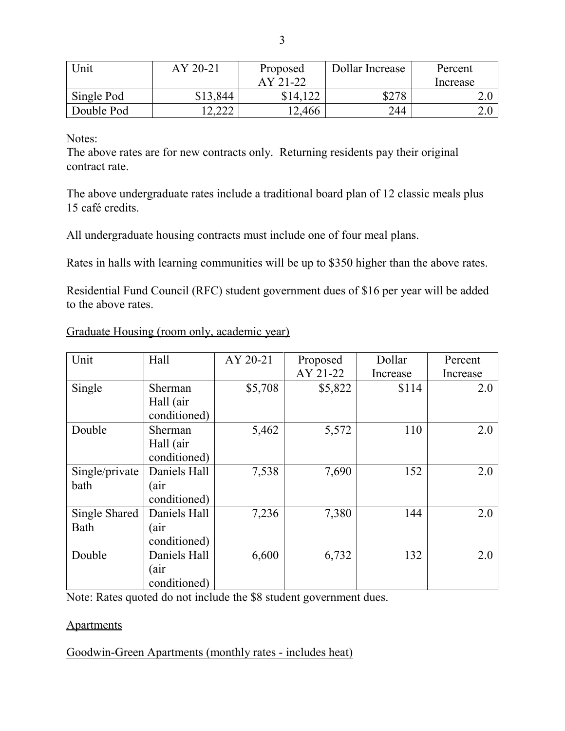| Unit | AY 20-21 | Proposed AY 21-22 | Dollar Increase | Percent Increase |
|---|---|---|---|---|
| Single Pod | $13,844 | $14,122 | $278 | 2.0 |
| Double Pod | 12,222 | 12,466 | 244 | 2.0 |

Notes:
The above rates are for new contracts only. Returning residents pay their original contract rate.

The above undergraduate rates include a traditional board plan of 12 classic meals plus 15 café credits.

All undergraduate housing contracts must include one of four meal plans.

Rates in halls with learning communities will be up to $350 higher than the above rates.

Residential Fund Council (RFC) student government dues of $16 per year will be added to the above rates.

<u>Graduate Housing (room only, academic year)</u>

| Unit | Hall | AY 20-21 | Proposed AY 21-22 | Dollar Increase | Percent Increase |
|---|---|---|---|---|---|
| Single | Sherman Hall (air conditioned) | $5,708 | $5,822 | $114 | 2.0 |
| Double | Sherman Hall (air conditioned) | 5,462 | 5,572 | 110 | 2.0 |
| Single/private bath | Daniels Hall (air conditioned) | 7,538 | 7,690 | 152 | 2.0 |
| Single Shared Bath | Daniels Hall (air conditioned) | 7,236 | 7,380 | 144 | 2.0 |
| Double | Daniels Hall (air conditioned) | 6,600 | 6,732 | 132 | 2.0 |

Note: Rates quoted do not include the $8 student government dues.

<u>Apartments</u>

<u>Goodwin-Green Apartments (monthly rates - includes heat)</u>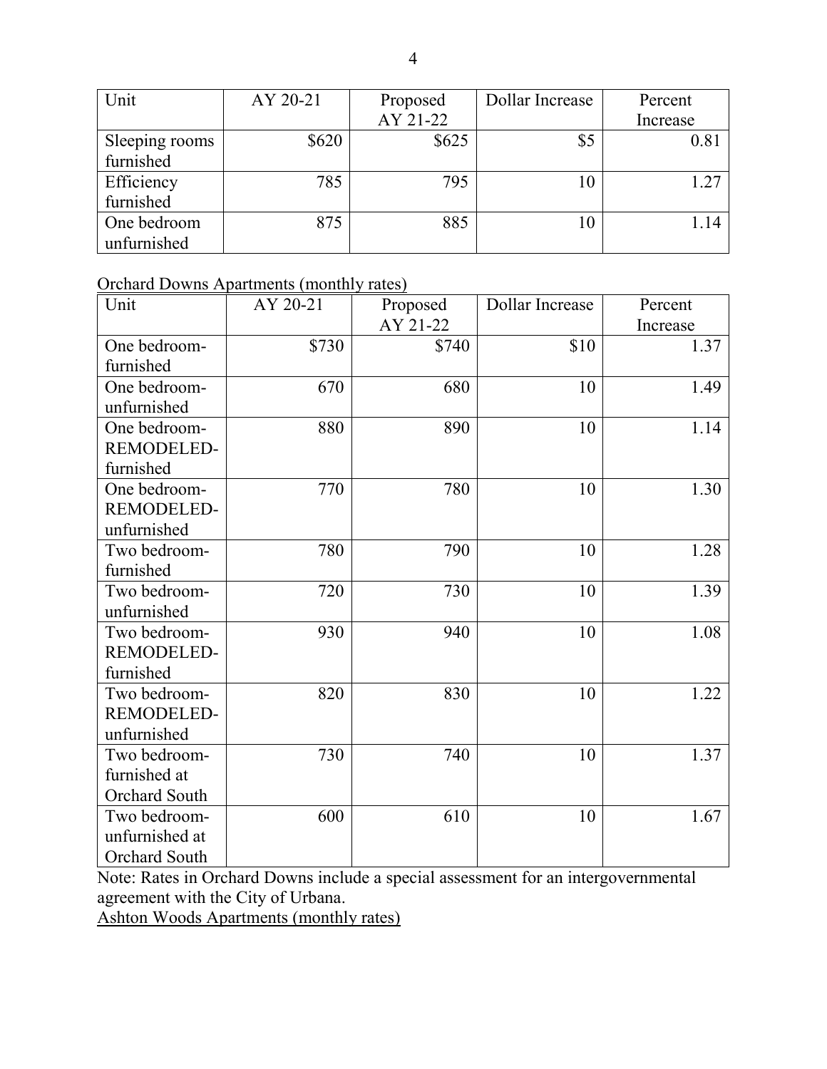| Unit | AY 20-21 | Proposed AY 21-22 | Dollar Increase | Percent Increase |
|---|---|---|---|---|
| Sleeping rooms furnished | $620 | $625 | $5 | 0.81 |
| Efficiency furnished | 785 | 795 | 10 | 1.27 |
| One bedroom unfurnished | 875 | 885 | 10 | 1.14 |

Orchard Downs Apartments (monthly rates)

| Unit | AY 20-21 | Proposed AY 21-22 | Dollar Increase | Percent Increase |
|---|---|---|---|---|
| One bedroom-furnished | $730 | $740 | $10 | 1.37 |
| One bedroom-unfurnished | 670 | 680 | 10 | 1.49 |
| One bedroom-REMODELED-furnished | 880 | 890 | 10 | 1.14 |
| One bedroom-REMODELED-unfurnished | 770 | 780 | 10 | 1.30 |
| Two bedroom-furnished | 780 | 790 | 10 | 1.28 |
| Two bedroom-unfurnished | 720 | 730 | 10 | 1.39 |
| Two bedroom-REMODELED-furnished | 930 | 940 | 10 | 1.08 |
| Two bedroom-REMODELED-unfurnished | 820 | 830 | 10 | 1.22 |
| Two bedroom-furnished at Orchard South | 730 | 740 | 10 | 1.37 |
| Two bedroom-unfurnished at Orchard South | 600 | 610 | 10 | 1.67 |

Note: Rates in Orchard Downs include a special assessment for an intergovernmental agreement with the City of Urbana.

Ashton Woods Apartments (monthly rates)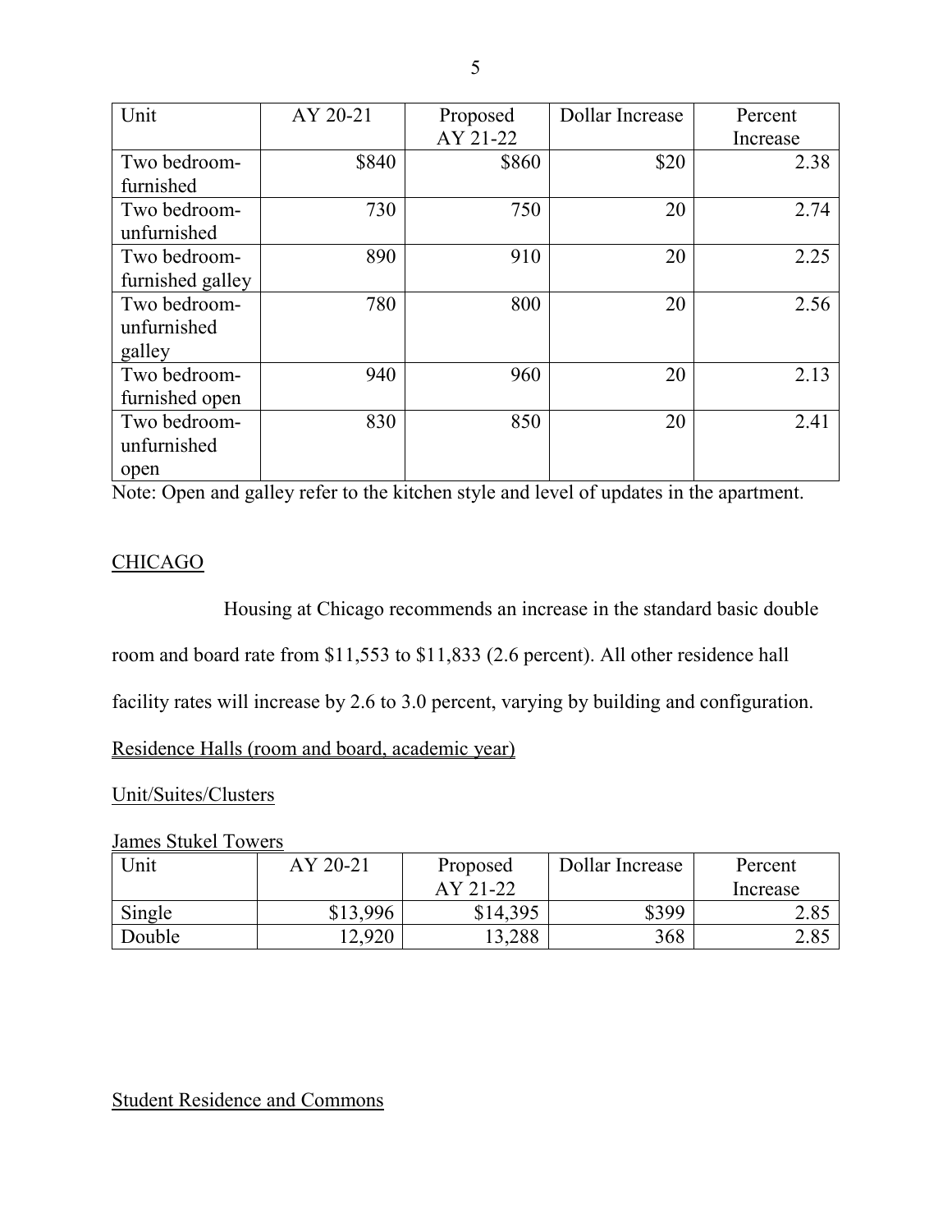| Unit | AY 20-21 | Proposed AY 21-22 | Dollar Increase | Percent Increase |
|---|---|---|---|---|
| Two bedroom-furnished | $840 | $860 | $20 | 2.38 |
| Two bedroom-unfurnished | 730 | 750 | 20 | 2.74 |
| Two bedroom-furnished galley | 890 | 910 | 20 | 2.25 |
| Two bedroom-unfurnished galley | 780 | 800 | 20 | 2.56 |
| Two bedroom-furnished open | 940 | 960 | 20 | 2.13 |
| Two bedroom-unfurnished open | 830 | 850 | 20 | 2.41 |

Note: Open and galley refer to the kitchen style and level of updates in the apartment.

## CHICAGO

Housing at Chicago recommends an increase in the standard basic double room and board rate from $11,553 to $11,833 (2.6 percent). All other residence hall facility rates will increase by 2.6 to 3.0 percent, varying by building and configuration.

### Residence Halls (room and board, academic year)

#### Unit/Suites/Clusters

##### James Stukel Towers

| Unit | AY 20-21 | Proposed AY 21-22 | Dollar Increase | Percent Increase |
|---|---|---|---|---|
| Single | $13,996 | $14,395 | $399 | 2.85 |
| Double | 12,920 | 13,288 | 368 | 2.85 |

##### Student Residence and Commons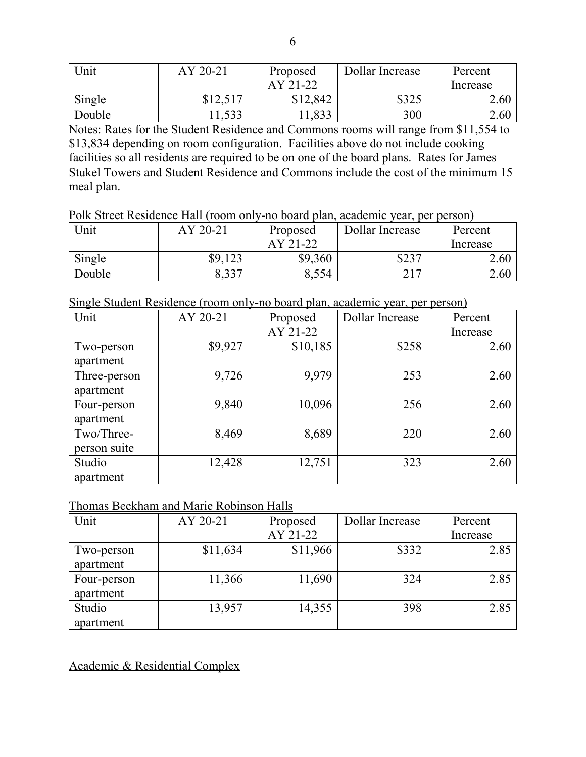| Unit | AY 20-21 | Proposed AY 21-22 | Dollar Increase | Percent Increase |
|---|---|---|---|---|
| Single | $12,517 | $12,842 | $325 | 2.60 |
| Double | 11,533 | 11,833 | 300 | 2.60 |

Notes: Rates for the Student Residence and Commons rooms will range from $11,554 to $13,834 depending on room configuration. Facilities above do not include cooking facilities so all residents are required to be on one of the board plans. Rates for James Stukel Towers and Student Residence and Commons include the cost of the minimum 15 meal plan.

<u>Polk Street Residence Hall (room only-no board plan, academic year, per person)</u>

| Unit | AY 20-21 | Proposed AY 21-22 | Dollar Increase | Percent Increase |
|---|---|---|---|---|
| Single | $9,123 | $9,360 | $237 | 2.60 |
| Double | 8,337 | 8,554 | 217 | 2.60 |

<u>Single Student Residence (room only-no board plan, academic year, per person)</u>

| Unit | AY 20-21 | Proposed AY 21-22 | Dollar Increase | Percent Increase |
|---|---|---|---|---|
| Two-person apartment | $9,927 | $10,185 | $258 | 2.60 |
| Three-person apartment | 9,726 | 9,979 | 253 | 2.60 |
| Four-person apartment | 9,840 | 10,096 | 256 | 2.60 |
| Two/Three-person suite | 8,469 | 8,689 | 220 | 2.60 |
| Studio apartment | 12,428 | 12,751 | 323 | 2.60 |

<u>Thomas Beckham and Marie Robinson Halls</u>

| Unit | AY 20-21 | Proposed AY 21-22 | Dollar Increase | Percent Increase |
|---|---|---|---|---|
| Two-person apartment | $11,634 | $11,966 | $332 | 2.85 |
| Four-person apartment | 11,366 | 11,690 | 324 | 2.85 |
| Studio apartment | 13,957 | 14,355 | 398 | 2.85 |

<u>Academic & Residential Complex</u>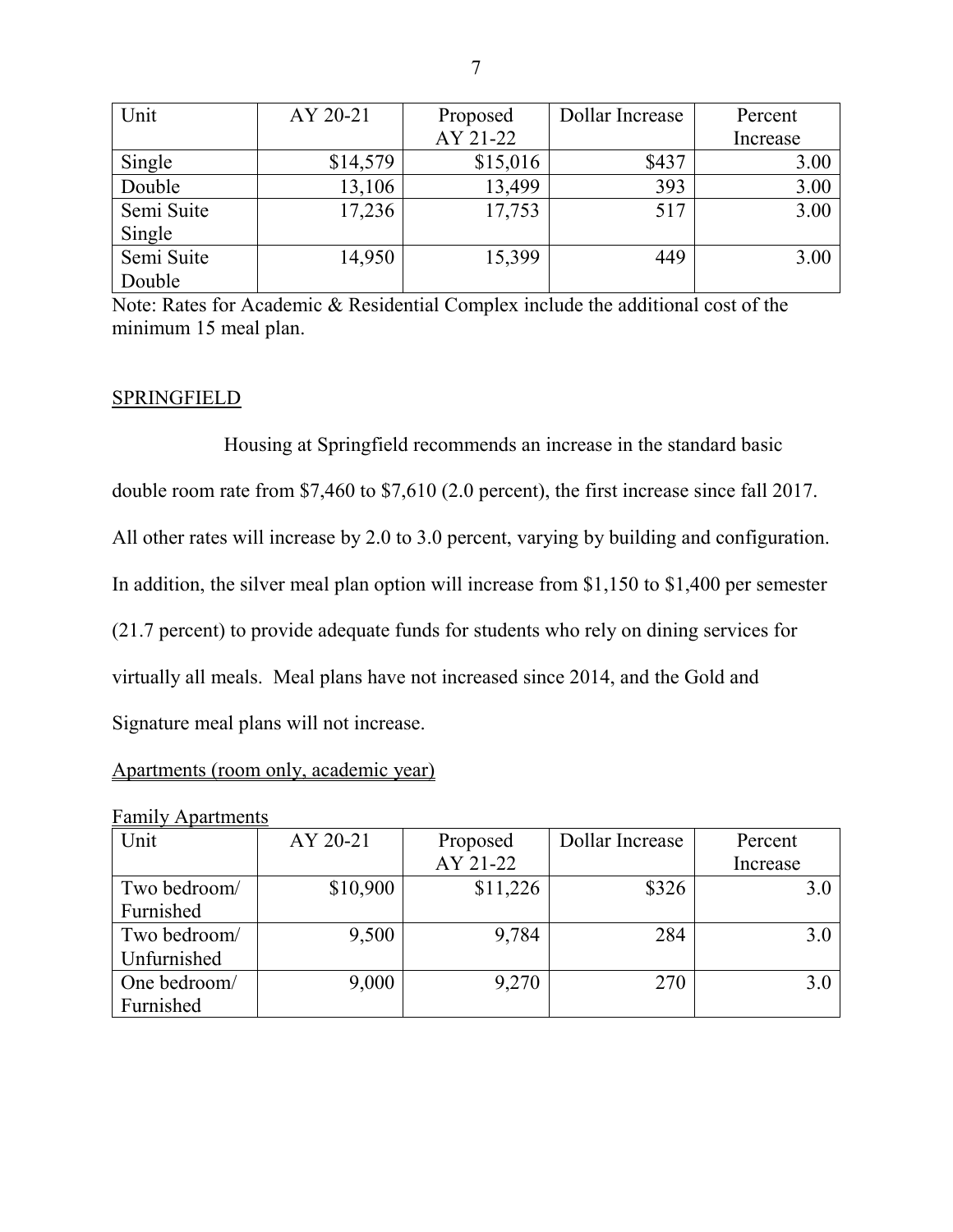| Unit | AY 20-21 | Proposed AY 21-22 | Dollar Increase | Percent Increase |
|---|---|---|---|---|
| Single | $14,579 | $15,016 | $437 | 3.00 |
| Double | 13,106 | 13,499 | 393 | 3.00 |
| Semi Suite Single | 17,236 | 17,753 | 517 | 3.00 |
| Semi Suite Double | 14,950 | 15,399 | 449 | 3.00 |

Note: Rates for Academic & Residential Complex include the additional cost of the minimum 15 meal plan.

SPRINGFIELD

Housing at Springfield recommends an increase in the standard basic double room rate from $7,460 to $7,610 (2.0 percent), the first increase since fall 2017. All other rates will increase by 2.0 to 3.0 percent, varying by building and configuration. In addition, the silver meal plan option will increase from $1,150 to $1,400 per semester (21.7 percent) to provide adequate funds for students who rely on dining services for virtually all meals. Meal plans have not increased since 2014, and the Gold and Signature meal plans will not increase.

Apartments (room only, academic year)

Family Apartments

| Unit | AY 20-21 | Proposed AY 21-22 | Dollar Increase | Percent Increase |
|---|---|---|---|---|
| Two bedroom/ Furnished | $10,900 | $11,226 | $326 | 3.0 |
| Two bedroom/ Unfurnished | 9,500 | 9,784 | 284 | 3.0 |
| One bedroom/ Furnished | 9,000 | 9,270 | 270 | 3.0 |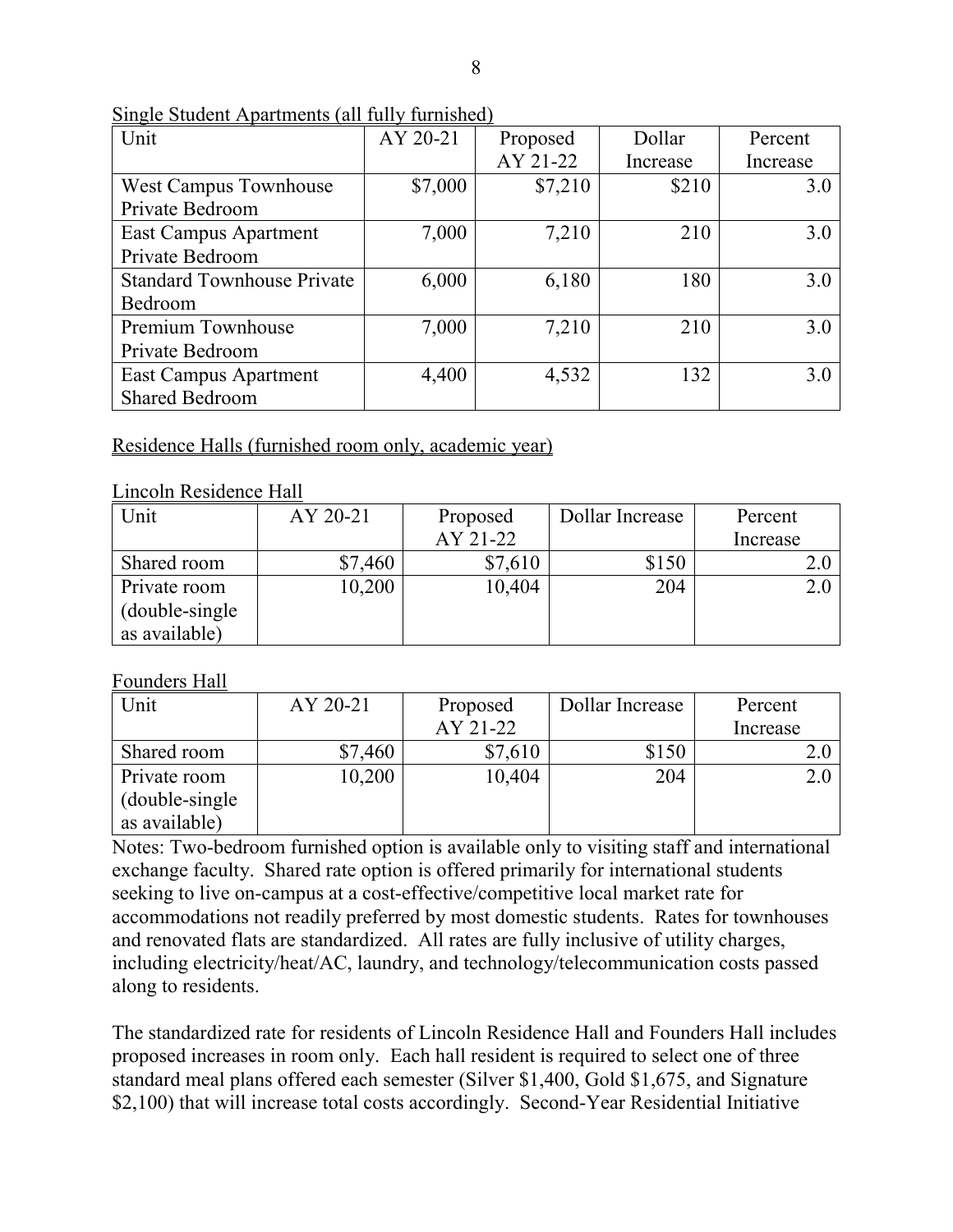Single Student Apartments (all fully furnished)

| Unit | AY 20-21 | Proposed AY 21-22 | Dollar Increase | Percent Increase |
| --- | --- | --- | --- | --- |
| West Campus Townhouse Private Bedroom | $7,000 | $7,210 | $210 | 3.0 |
| East Campus Apartment Private Bedroom | 7,000 | 7,210 | 210 | 3.0 |
| Standard Townhouse Private Bedroom | 6,000 | 6,180 | 180 | 3.0 |
| Premium Townhouse Private Bedroom | 7,000 | 7,210 | 210 | 3.0 |
| East Campus Apartment Shared Bedroom | 4,400 | 4,532 | 132 | 3.0 |

Residence Halls (furnished room only, academic year)

Lincoln Residence Hall

| Unit | AY 20-21 | Proposed AY 21-22 | Dollar Increase | Percent Increase |
| --- | --- | --- | --- | --- |
| Shared room | $7,460 | $7,610 | $150 | 2.0 |
| Private room (double-single as available) | 10,200 | 10,404 | 204 | 2.0 |

Founders Hall

| Unit | AY 20-21 | Proposed AY 21-22 | Dollar Increase | Percent Increase |
| --- | --- | --- | --- | --- |
| Shared room | $7,460 | $7,610 | $150 | 2.0 |
| Private room (double-single as available) | 10,200 | 10,404 | 204 | 2.0 |

Notes: Two-bedroom furnished option is available only to visiting staff and international exchange faculty. Shared rate option is offered primarily for international students seeking to live on-campus at a cost-effective/competitive local market rate for accommodations not readily preferred by most domestic students. Rates for townhouses and renovated flats are standardized. All rates are fully inclusive of utility charges, including electricity/heat/AC, laundry, and technology/telecommunication costs passed along to residents.

The standardized rate for residents of Lincoln Residence Hall and Founders Hall includes proposed increases in room only. Each hall resident is required to select one of three standard meal plans offered each semester (Silver $1,400, Gold $1,675, and Signature $2,100) that will increase total costs accordingly. Second-Year Residential Initiative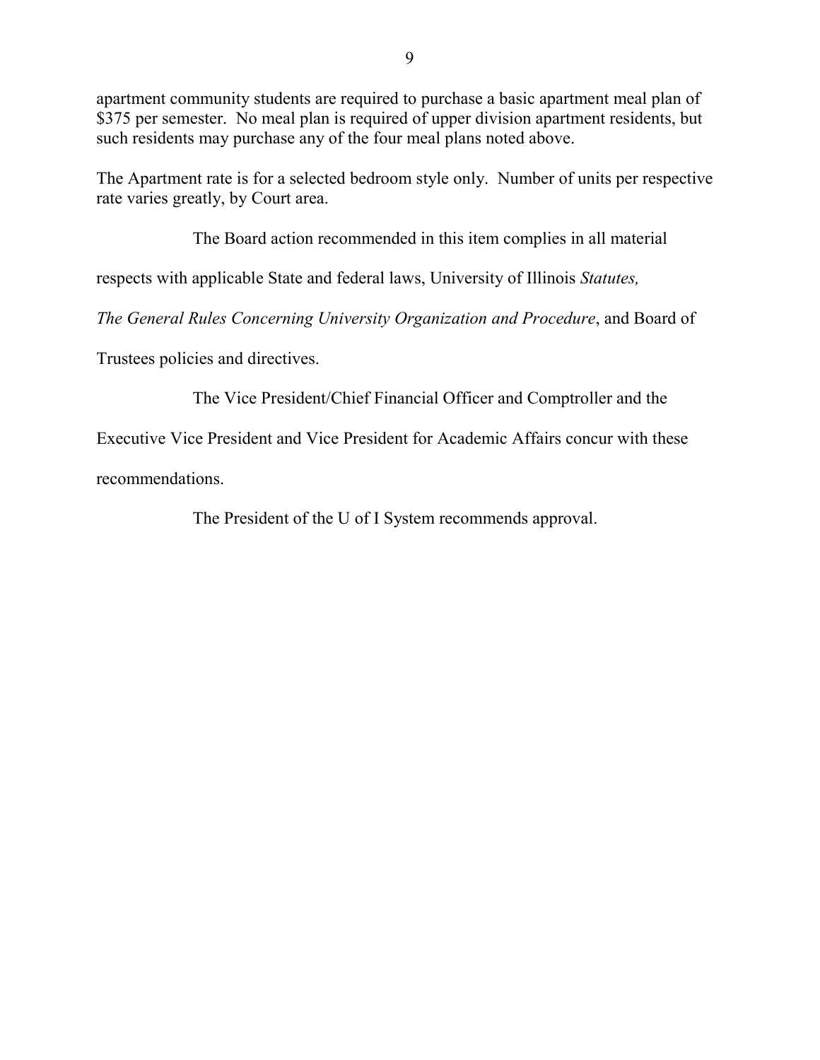apartment community students are required to purchase a basic apartment meal plan of $375 per semester. No meal plan is required of upper division apartment residents, but such residents may purchase any of the four meal plans noted above.

The Apartment rate is for a selected bedroom style only. Number of units per respective rate varies greatly, by Court area.

The Board action recommended in this item complies in all material respects with applicable State and federal laws, University of Illinois *Statutes, The General Rules Concerning University Organization and Procedure*, and Board of Trustees policies and directives.

The Vice President/Chief Financial Officer and Comptroller and the Executive Vice President and Vice President for Academic Affairs concur with these recommendations.

The President of the U of I System recommends approval.